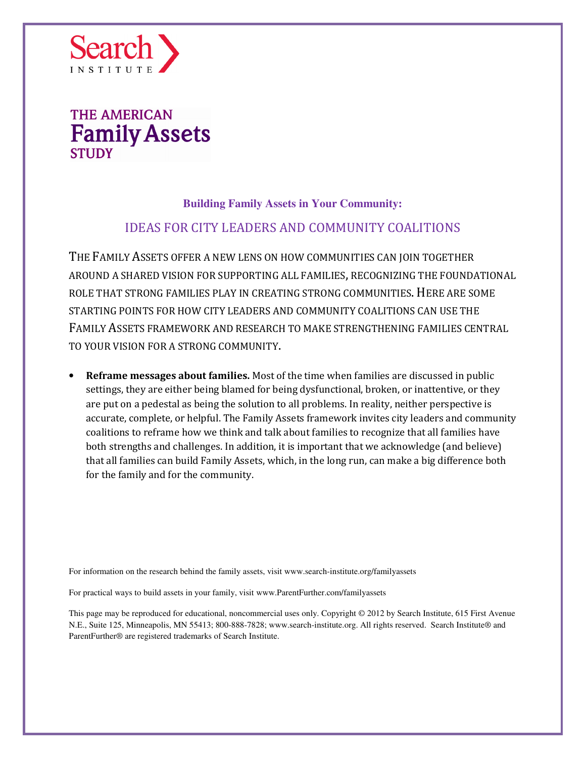Search INSTITUTE

THE AMERICAN
# Family Assets
STUDY

**Building Family Assets in Your Community:**

## IDEAS FOR CITY LEADERS AND COMMUNITY COALITIONS

THE FAMILY ASSETS OFFER A NEW LENS ON HOW COMMUNITIES CAN JOIN TOGETHER AROUND A SHARED VISION FOR SUPPORTING ALL FAMILIES, RECOGNIZING THE FOUNDATIONAL ROLE THAT STRONG FAMILIES PLAY IN CREATING STRONG COMMUNITIES. HERE ARE SOME STARTING POINTS FOR HOW CITY LEADERS AND COMMUNITY COALITIONS CAN USE THE FAMILY ASSETS FRAMEWORK AND RESEARCH TO MAKE STRENGTHENING FAMILIES CENTRAL TO YOUR VISION FOR A STRONG COMMUNITY.

- **Reframe messages about families.** Most of the time when families are discussed in public settings, they are either being blamed for being dysfunctional, broken, or inattentive, or they are put on a pedestal as being the solution to all problems. In reality, neither perspective is accurate, complete, or helpful. The Family Assets framework invites city leaders and community coalitions to reframe how we think and talk about families to recognize that all families have both strengths and challenges. In addition, it is important that we acknowledge (and believe) that all families can build Family Assets, which, in the long run, can make a big difference both for the family and for the community.

For information on the research behind the family assets, visit www.search-institute.org/familyassets

For practical ways to build assets in your family, visit www.ParentFurther.com/familyassets

This page may be reproduced for educational, noncommercial uses only. Copyright © 2012 by Search Institute, 615 First Avenue N.E., Suite 125, Minneapolis, MN 55413; 800-888-7828; www.search-institute.org. All rights reserved. Search Institute® and ParentFurther® are registered trademarks of Search Institute.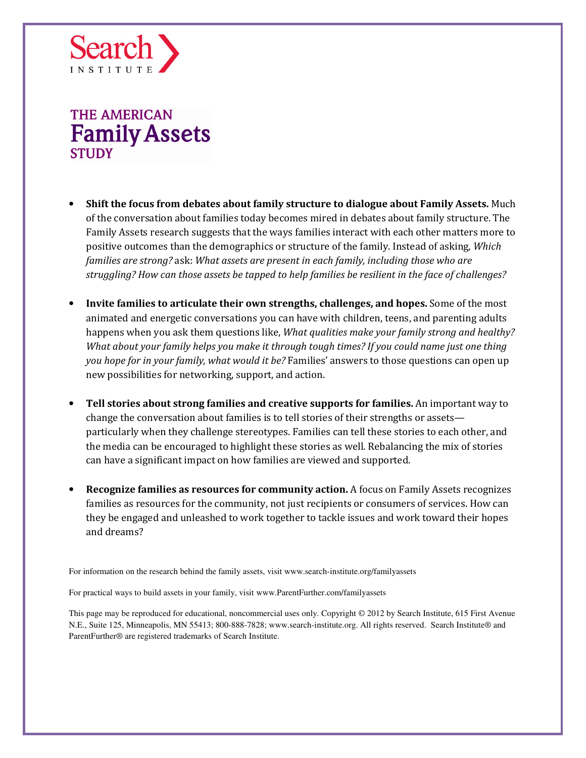Search INSTITUTE

# THE AMERICAN Family Assets STUDY

- **Shift the focus from debates about family structure to dialogue about Family Assets.** Much of the conversation about families today becomes mired in debates about family structure. The Family Assets research suggests that the ways families interact with each other matters more to positive outcomes than the demographics or structure of the family. Instead of asking, *Which families are strong?* ask: *What assets are present in each family, including those who are struggling? How can those assets be tapped to help families be resilient in the face of challenges?*

- **Invite families to articulate their own strengths, challenges, and hopes.** Some of the most animated and energetic conversations you can have with children, teens, and parenting adults happens when you ask them questions like, *What qualities make your family strong and healthy? What about your family helps you make it through tough times? If you could name just one thing you hope for in your family, what would it be?* Families' answers to those questions can open up new possibilities for networking, support, and action.

- **Tell stories about strong families and creative supports for families.** An important way to change the conversation about families is to tell stories of their strengths or assets—particularly when they challenge stereotypes. Families can tell these stories to each other, and the media can be encouraged to highlight these stories as well. Rebalancing the mix of stories can have a significant impact on how families are viewed and supported.

- **Recognize families as resources for community action.** A focus on Family Assets recognizes families as resources for the community, not just recipients or consumers of services. How can they be engaged and unleashed to work together to tackle issues and work toward their hopes and dreams?

For information on the research behind the family assets, visit www.search-institute.org/familyassets

For practical ways to build assets in your family, visit www.ParentFurther.com/familyassets

This page may be reproduced for educational, noncommercial uses only. Copyright © 2012 by Search Institute, 615 First Avenue N.E., Suite 125, Minneapolis, MN 55413; 800-888-7828; www.search-institute.org. All rights reserved. Search Institute® and ParentFurther® are registered trademarks of Search Institute.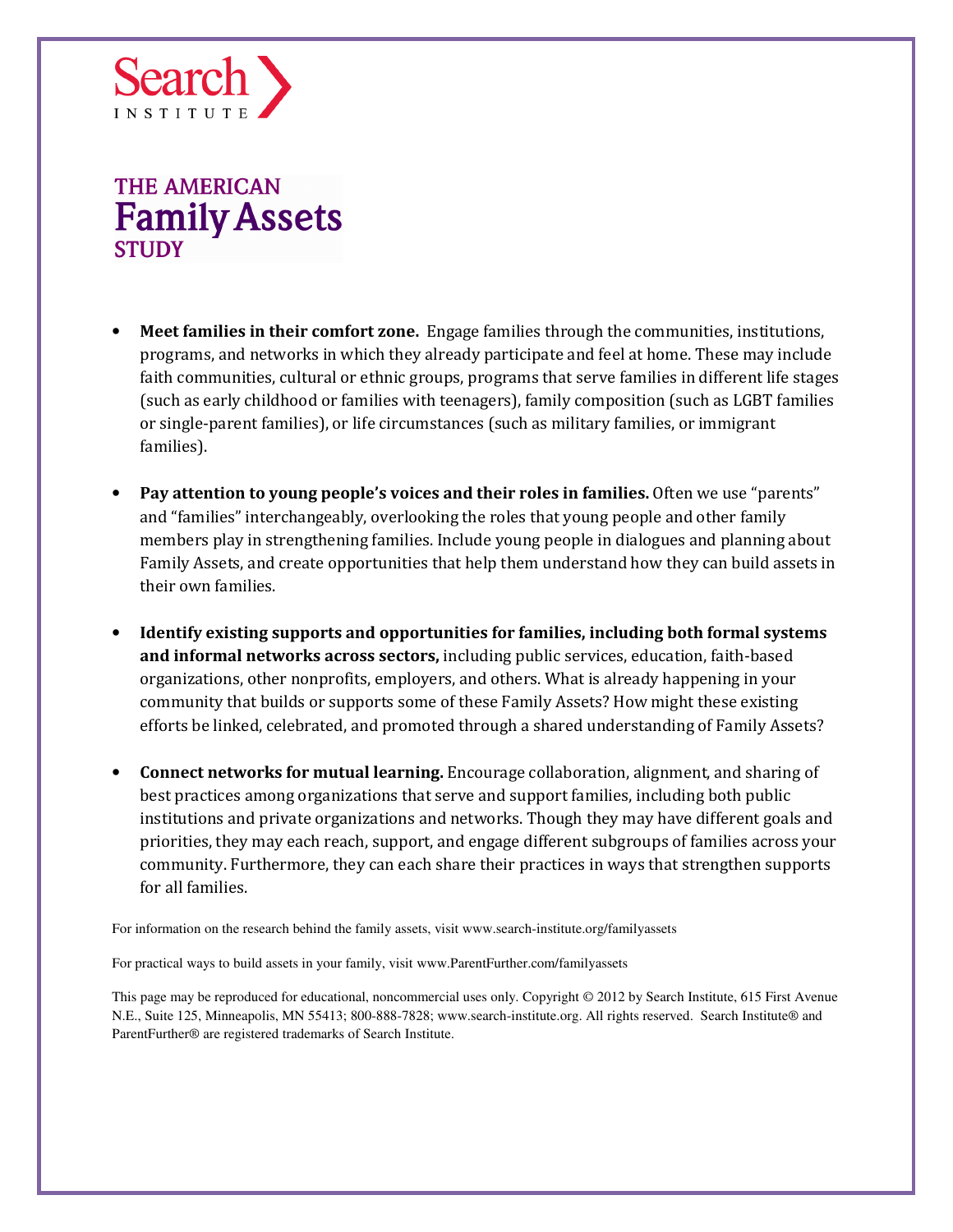Search INSTITUTE

THE AMERICAN
**Family Assets**
STUDY

- **Meet families in their comfort zone.** Engage families through the communities, institutions, programs, and networks in which they already participate and feel at home. These may include faith communities, cultural or ethnic groups, programs that serve families in different life stages (such as early childhood or families with teenagers), family composition (such as LGBT families or single-parent families), or life circumstances (such as military families, or immigrant families).

- **Pay attention to young people's voices and their roles in families.** Often we use "parents" and "families" interchangeably, overlooking the roles that young people and other family members play in strengthening families. Include young people in dialogues and planning about Family Assets, and create opportunities that help them understand how they can build assets in their own families.

- **Identify existing supports and opportunities for families, including both formal systems and informal networks across sectors,** including public services, education, faith-based organizations, other nonprofits, employers, and others. What is already happening in your community that builds or supports some of these Family Assets? How might these existing efforts be linked, celebrated, and promoted through a shared understanding of Family Assets?

- **Connect networks for mutual learning.** Encourage collaboration, alignment, and sharing of best practices among organizations that serve and support families, including both public institutions and private organizations and networks. Though they may have different goals and priorities, they may each reach, support, and engage different subgroups of families across your community. Furthermore, they can each share their practices in ways that strengthen supports for all families.

For information on the research behind the family assets, visit www.search-institute.org/familyassets

For practical ways to build assets in your family, visit www.ParentFurther.com/familyassets

This page may be reproduced for educational, noncommercial uses only. Copyright © 2012 by Search Institute, 615 First Avenue N.E., Suite 125, Minneapolis, MN 55413; 800-888-7828; www.search-institute.org. All rights reserved. Search Institute® and ParentFurther® are registered trademarks of Search Institute.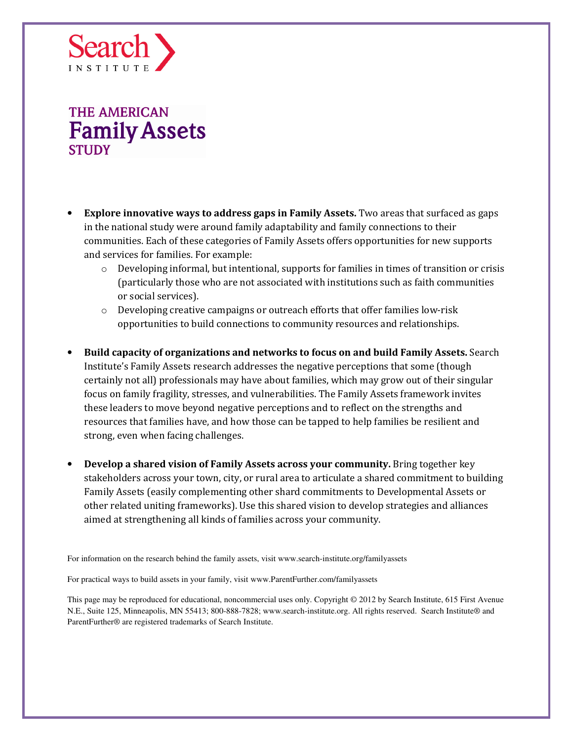Search INSTITUTE

# THE AMERICAN Family Assets STUDY

- **Explore innovative ways to address gaps in Family Assets.** Two areas that surfaced as gaps in the national study were around family adaptability and family connections to their communities. Each of these categories of Family Assets offers opportunities for new supports and services for families. For example:
  - Developing informal, but intentional, supports for families in times of transition or crisis (particularly those who are not associated with institutions such as faith communities or social services).
  - Developing creative campaigns or outreach efforts that offer families low-risk opportunities to build connections to community resources and relationships.

- **Build capacity of organizations and networks to focus on and build Family Assets.** Search Institute's Family Assets research addresses the negative perceptions that some (though certainly not all) professionals may have about families, which may grow out of their singular focus on family fragility, stresses, and vulnerabilities. The Family Assets framework invites these leaders to move beyond negative perceptions and to reflect on the strengths and resources that families have, and how those can be tapped to help families be resilient and strong, even when facing challenges.

- **Develop a shared vision of Family Assets across your community.** Bring together key stakeholders across your town, city, or rural area to articulate a shared commitment to building Family Assets (easily complementing other shard commitments to Developmental Assets or other related uniting frameworks). Use this shared vision to develop strategies and alliances aimed at strengthening all kinds of families across your community.

For information on the research behind the family assets, visit www.search-institute.org/familyassets

For practical ways to build assets in your family, visit www.ParentFurther.com/familyassets

This page may be reproduced for educational, noncommercial uses only. Copyright © 2012 by Search Institute, 615 First Avenue N.E., Suite 125, Minneapolis, MN 55413; 800-888-7828; www.search-institute.org. All rights reserved. Search Institute® and ParentFurther® are registered trademarks of Search Institute.